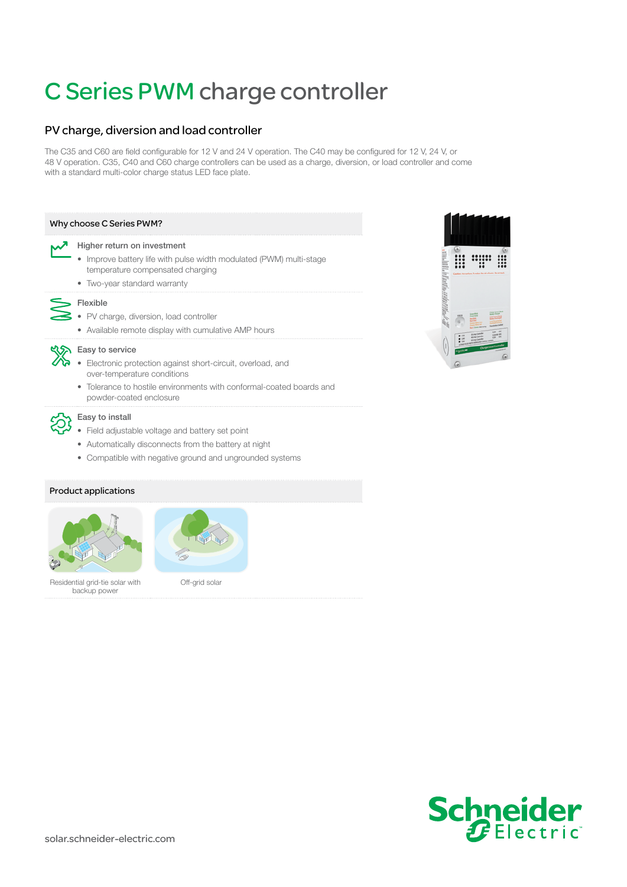# C Series PWM charge controller

## PV charge, diversion and load controller

The C35 and C60 are field configurable for 12 V and 24 V operation. The C40 may be configured for 12 V, 24 V, or 48 V operation. C35, C40 and C60 charge controllers can be used as a charge, diversion, or load controller and come with a standard multi-color charge status LED face plate.

### Why choose C Series PWM?

**Higher return on investment**

- Improve battery life with pulse width modulated (PWM) multi-stage temperature compensated charging
- Two-year standard warranty

**Flexible**

- PV charge, diversion, load controller
- Available remote display with cumulative AMP hours

**Easy to service**

- Electronic protection against short-circuit, overload, and over-temperature conditions
- Tolerance to hostile environments with conformal-coated boards and powder-coated enclosure

**Easy to install**

- Field adjustable voltage and battery set point
- Automatically disconnects from the battery at night
- Compatible with negative ground and ungrounded systems

### Product applications

Residential grid-tie solar with backup power

Off-grid solar

solar.schneider-electric.com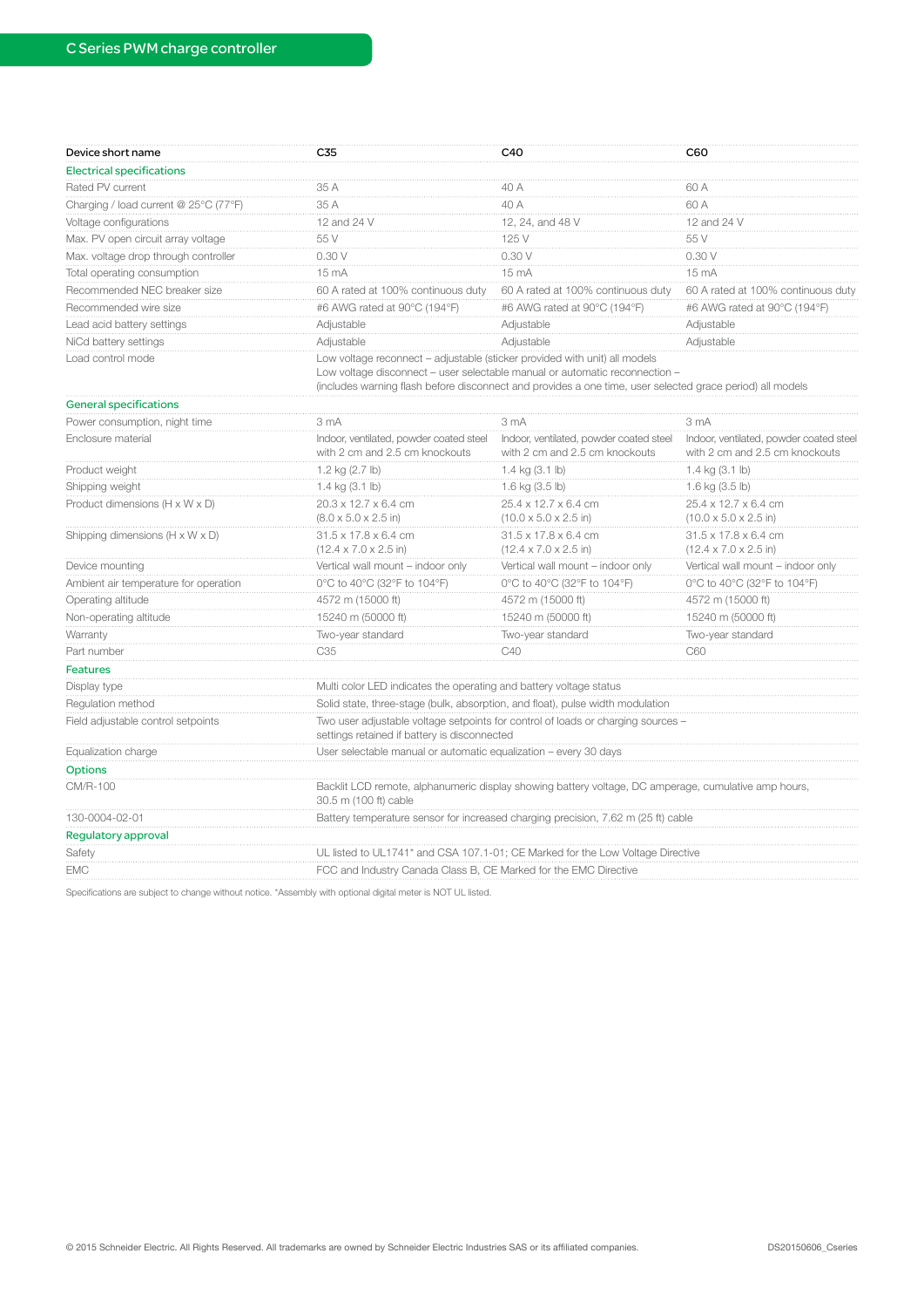## C Series PWM charge controller

| Device short name | C35 | C40 | C60 |
|---|---|---|---|
| **Electrical specifications** | | | |
| Rated PV current | 35 A | 40 A | 60 A |
| Charging / load current @ 25°C (77°F) | 35 A | 40 A | 60 A |
| Voltage configurations | 12 and 24 V | 12, 24, and 48 V | 12 and 24 V |
| Max. PV open circuit array voltage | 55 V | 125 V | 55 V |
| Max. voltage drop through controller | 0.30 V | 0.30 V | 0.30 V |
| Total operating consumption | 15 mA | 15 mA | 15 mA |
| Recommended NEC breaker size | 60 A rated at 100% continuous duty | 60 A rated at 100% continuous duty | 60 A rated at 100% continuous duty |
| Recommended wire size | #6 AWG rated at 90°C (194°F) | #6 AWG rated at 90°C (194°F) | #6 AWG rated at 90°C (194°F) |
| Lead acid battery settings | Adjustable | Adjustable | Adjustable |
| NiCd battery settings | Adjustable | Adjustable | Adjustable |
| Load control mode | Low voltage reconnect – adjustable (sticker provided with unit) all models<br>Low voltage disconnect – user selectable manual or automatic reconnection – (includes warning flash before disconnect and provides a one time, user selected grace period) all models | | |
| **General specifications** | | | |
| Power consumption, night time | 3 mA | 3 mA | 3 mA |
| Enclosure material | Indoor, ventilated, powder coated steel with 2 cm and 2.5 cm knockouts | Indoor, ventilated, powder coated steel with 2 cm and 2.5 cm knockouts | Indoor, ventilated, powder coated steel with 2 cm and 2.5 cm knockouts |
| Product weight | 1.2 kg (2.7 lb) | 1.4 kg (3.1 lb) | 1.4 kg (3.1 lb) |
| Shipping weight | 1.4 kg (3.1 lb) | 1.6 kg (3.5 lb) | 1.6 kg (3.5 lb) |
| Product dimensions (H x W x D) | 20.3 x 12.7 x 6.4 cm (8.0 x 5.0 x 2.5 in) | 25.4 x 12.7 x 6.4 cm (10.0 x 5.0 x 2.5 in) | 25.4 x 12.7 x 6.4 cm (10.0 x 5.0 x 2.5 in) |
| Shipping dimensions (H x W x D) | 31.5 x 17.8 x 6.4 cm (12.4 x 7.0 x 2.5 in) | 31.5 x 17.8 x 6.4 cm (12.4 x 7.0 x 2.5 in) | 31.5 x 17.8 x 6.4 cm (12.4 x 7.0 x 2.5 in) |
| Device mounting | Vertical wall mount – indoor only | Vertical wall mount – indoor only | Vertical wall mount – indoor only |
| Ambient air temperature for operation | 0°C to 40°C (32°F to 104°F) | 0°C to 40°C (32°F to 104°F) | 0°C to 40°C (32°F to 104°F) |
| Operating altitude | 4572 m (15000 ft) | 4572 m (15000 ft) | 4572 m (15000 ft) |
| Non-operating altitude | 15240 m (50000 ft) | 15240 m (50000 ft) | 15240 m (50000 ft) |
| Warranty | Two-year standard | Two-year standard | Two-year standard |
| Part number | C35 | C40 | C60 |
| **Features** | | | |
| Display type | Multi color LED indicates the operating and battery voltage status | | |
| Regulation method | Solid state, three-stage (bulk, absorption, and float), pulse width modulation | | |
| Field adjustable control setpoints | Two user adjustable voltage setpoints for control of loads or charging sources – settings retained if battery is disconnected | | |
| Equalization charge | User selectable manual or automatic equalization – every 30 days | | |
| **Options** | | | |
| CM/R-100 | Backlit LCD remote, alphanumeric display showing battery voltage, DC amperage, cumulative amp hours, 30.5 m (100 ft) cable | | |
| 130-0004-02-01 | Battery temperature sensor for increased charging precision, 7.62 m (25 ft) cable | | |
| **Regulatory approval** | | | |
| Safety | UL listed to UL1741* and CSA 107.1-01; CE Marked for the Low Voltage Directive | | |
| EMC | FCC and Industry Canada Class B, CE Marked for the EMC Directive | | |

Specifications are subject to change without notice. *Assembly with optional digital meter is NOT UL listed.

© 2015 Schneider Electric. All Rights Reserved. All trademarks are owned by Schneider Electric Industries SAS or its affiliated companies.

DS20150606_Cseries